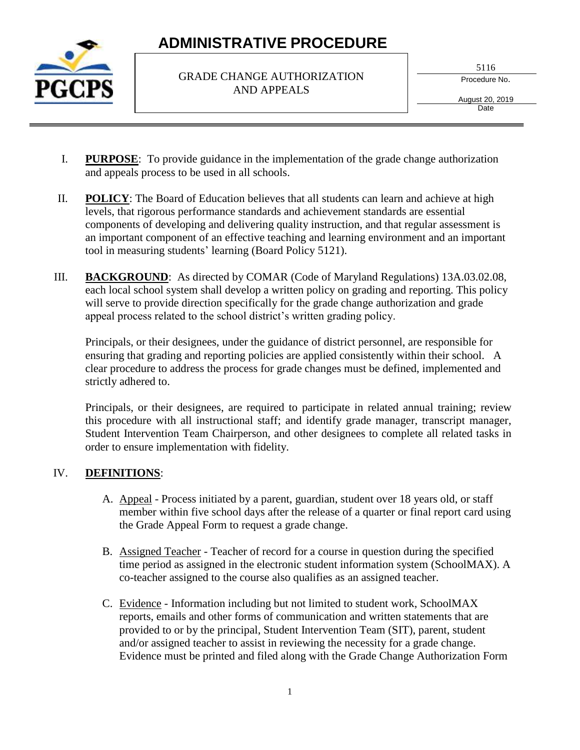# ADMINISTRATIVE PROCEDURE

**GRADE CHANGE AUTHORIZATION AND APPEALS**

5116
Procedure No.

August 20, 2019
Date

---

I. **PURPOSE**: To provide guidance in the implementation of the grade change authorization and appeals process to be used in all schools.

II. **POLICY**: The Board of Education believes that all students can learn and achieve at high levels, that rigorous performance standards and achievement standards are essential components of developing and delivering quality instruction, and that regular assessment is an important component of an effective teaching and learning environment and an important tool in measuring students' learning (Board Policy 5121).

III. **BACKGROUND**: As directed by COMAR (Code of Maryland Regulations) 13A.03.02.08, each local school system shall develop a written policy on grading and reporting. This policy will serve to provide direction specifically for the grade change authorization and grade appeal process related to the school district's written grading policy.

Principals, or their designees, under the guidance of district personnel, are responsible for ensuring that grading and reporting policies are applied consistently within their school. A clear procedure to address the process for grade changes must be defined, implemented and strictly adhered to.

Principals, or their designees, are required to participate in related annual training; review this procedure with all instructional staff; and identify grade manager, transcript manager, Student Intervention Team Chairperson, and other designees to complete all related tasks in order to ensure implementation with fidelity.

IV. **DEFINITIONS**:

A. Appeal - Process initiated by a parent, guardian, student over 18 years old, or staff member within five school days after the release of a quarter or final report card using the Grade Appeal Form to request a grade change.

B. Assigned Teacher - Teacher of record for a course in question during the specified time period as assigned in the electronic student information system (SchoolMAX). A co-teacher assigned to the course also qualifies as an assigned teacher.

C. Evidence - Information including but not limited to student work, SchoolMAX reports, emails and other forms of communication and written statements that are provided to or by the principal, Student Intervention Team (SIT), parent, student and/or assigned teacher to assist in reviewing the necessity for a grade change. Evidence must be printed and filed along with the Grade Change Authorization Form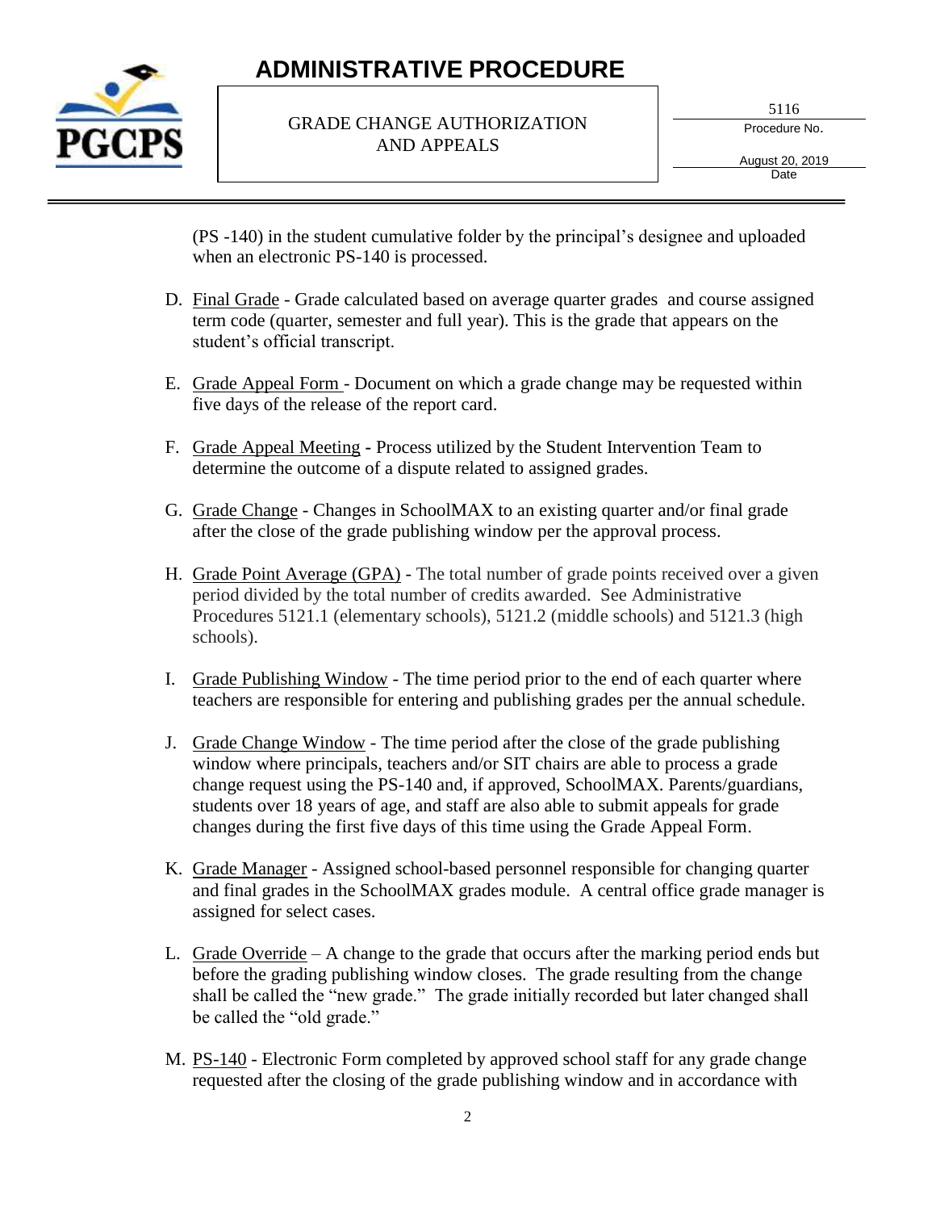(PS -140) in the student cumulative folder by the principal's designee and uploaded when an electronic PS-140 is processed.

D. Final Grade - Grade calculated based on average quarter grades and course assigned term code (quarter, semester and full year). This is the grade that appears on the student's official transcript.

E. Grade Appeal Form - Document on which a grade change may be requested within five days of the release of the report card.

F. Grade Appeal Meeting - Process utilized by the Student Intervention Team to determine the outcome of a dispute related to assigned grades.

G. Grade Change - Changes in SchoolMAX to an existing quarter and/or final grade after the close of the grade publishing window per the approval process.

H. Grade Point Average (GPA) - The total number of grade points received over a given period divided by the total number of credits awarded. See Administrative Procedures 5121.1 (elementary schools), 5121.2 (middle schools) and 5121.3 (high schools).

I. Grade Publishing Window - The time period prior to the end of each quarter where teachers are responsible for entering and publishing grades per the annual schedule.

J. Grade Change Window - The time period after the close of the grade publishing window where principals, teachers and/or SIT chairs are able to process a grade change request using the PS-140 and, if approved, SchoolMAX. Parents/guardians, students over 18 years of age, and staff are also able to submit appeals for grade changes during the first five days of this time using the Grade Appeal Form.

K. Grade Manager - Assigned school-based personnel responsible for changing quarter and final grades in the SchoolMAX grades module. A central office grade manager is assigned for select cases.

L. Grade Override – A change to the grade that occurs after the marking period ends but before the grading publishing window closes. The grade resulting from the change shall be called the "new grade." The grade initially recorded but later changed shall be called the "old grade."

M. PS-140 - Electronic Form completed by approved school staff for any grade change requested after the closing of the grade publishing window and in accordance with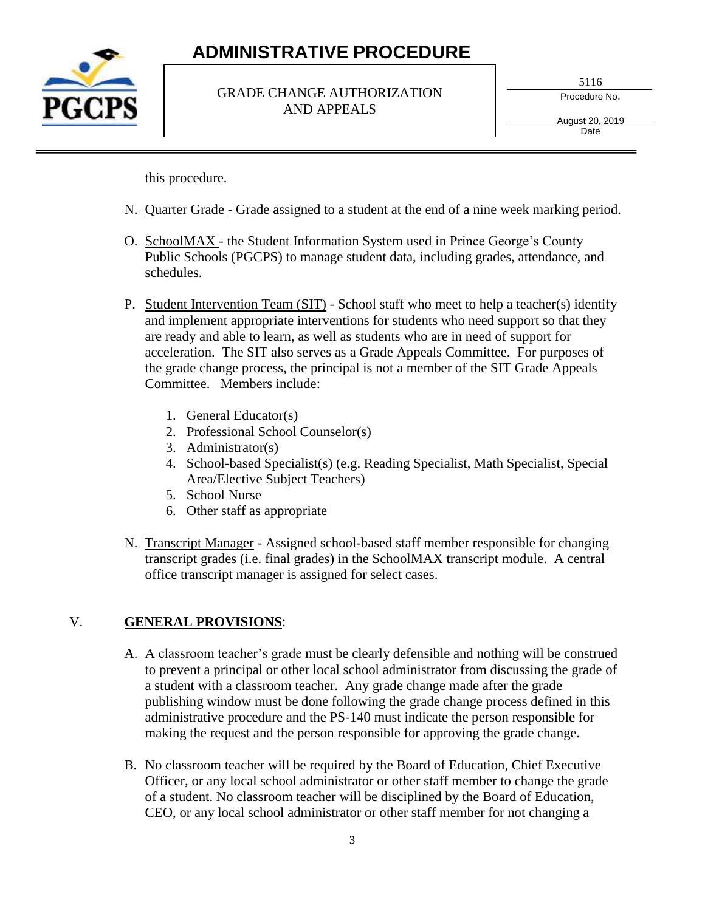this procedure.

N. Quarter Grade - Grade assigned to a student at the end of a nine week marking period.

O. SchoolMAX - the Student Information System used in Prince George's County Public Schools (PGCPS) to manage student data, including grades, attendance, and schedules.

P. Student Intervention Team (SIT) - School staff who meet to help a teacher(s) identify and implement appropriate interventions for students who need support so that they are ready and able to learn, as well as students who are in need of support for acceleration. The SIT also serves as a Grade Appeals Committee. For purposes of the grade change process, the principal is not a member of the SIT Grade Appeals Committee. Members include:

1. General Educator(s)
2. Professional School Counselor(s)
3. Administrator(s)
4. School-based Specialist(s) (e.g. Reading Specialist, Math Specialist, Special Area/Elective Subject Teachers)
5. School Nurse
6. Other staff as appropriate

N. Transcript Manager - Assigned school-based staff member responsible for changing transcript grades (i.e. final grades) in the SchoolMAX transcript module. A central office transcript manager is assigned for select cases.

## V. **GENERAL PROVISIONS**:

A. A classroom teacher's grade must be clearly defensible and nothing will be construed to prevent a principal or other local school administrator from discussing the grade of a student with a classroom teacher. Any grade change made after the grade publishing window must be done following the grade change process defined in this administrative procedure and the PS-140 must indicate the person responsible for making the request and the person responsible for approving the grade change.

B. No classroom teacher will be required by the Board of Education, Chief Executive Officer, or any local school administrator or other staff member to change the grade of a student. No classroom teacher will be disciplined by the Board of Education, CEO, or any local school administrator or other staff member for not changing a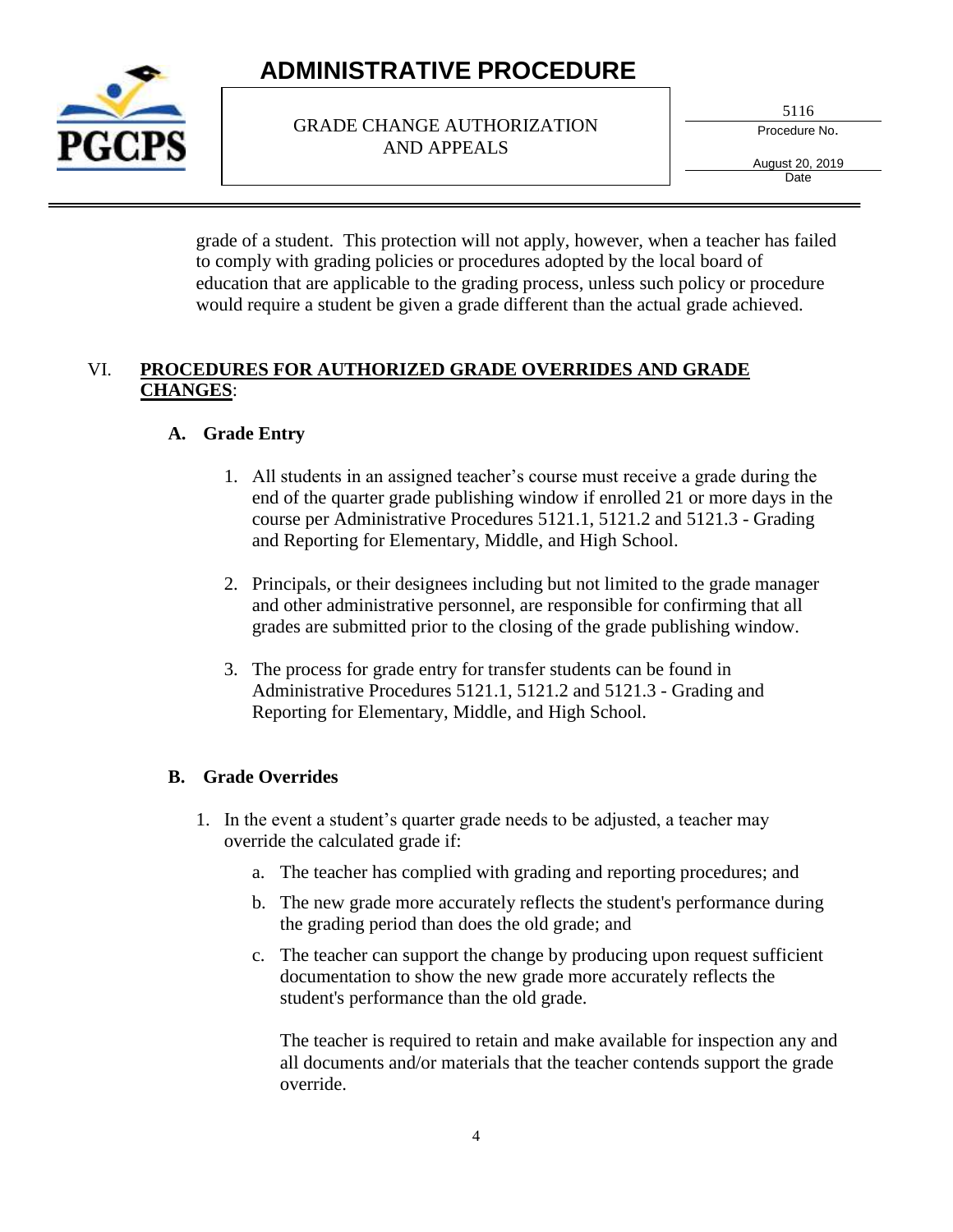grade of a student. This protection will not apply, however, when a teacher has failed to comply with grading policies or procedures adopted by the local board of education that are applicable to the grading process, unless such policy or procedure would require a student be given a grade different than the actual grade achieved.

## VI. PROCEDURES FOR AUTHORIZED GRADE OVERRIDES AND GRADE CHANGES:

### A. Grade Entry

1. All students in an assigned teacher's course must receive a grade during the end of the quarter grade publishing window if enrolled 21 or more days in the course per Administrative Procedures 5121.1, 5121.2 and 5121.3 - Grading and Reporting for Elementary, Middle, and High School.

2. Principals, or their designees including but not limited to the grade manager and other administrative personnel, are responsible for confirming that all grades are submitted prior to the closing of the grade publishing window.

3. The process for grade entry for transfer students can be found in Administrative Procedures 5121.1, 5121.2 and 5121.3 - Grading and Reporting for Elementary, Middle, and High School.

### B. Grade Overrides

1. In the event a student's quarter grade needs to be adjusted, a teacher may override the calculated grade if:

   a. The teacher has complied with grading and reporting procedures; and

   b. The new grade more accurately reflects the student's performance during the grading period than does the old grade; and

   c. The teacher can support the change by producing upon request sufficient documentation to show the new grade more accurately reflects the student's performance than the old grade.

   The teacher is required to retain and make available for inspection any and all documents and/or materials that the teacher contends support the grade override.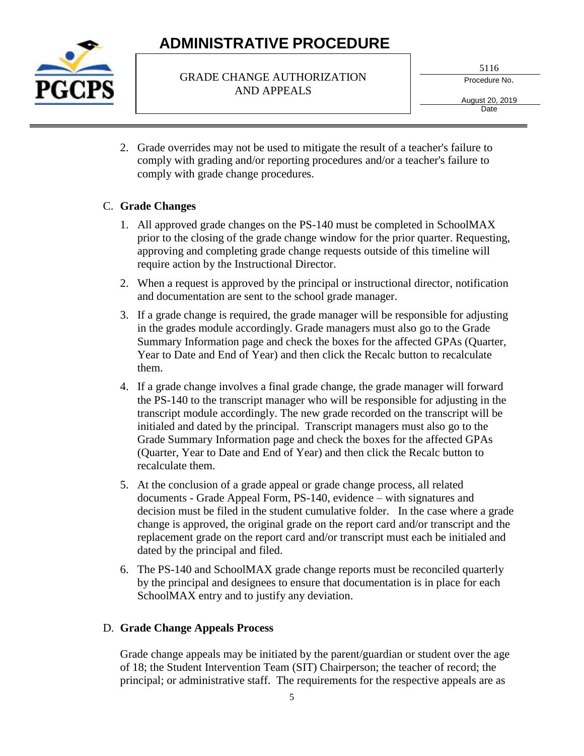2. Grade overrides may not be used to mitigate the result of a teacher's failure to comply with grading and/or reporting procedures and/or a teacher's failure to comply with grade change procedures.

C. **Grade Changes**

1. All approved grade changes on the PS-140 must be completed in SchoolMAX prior to the closing of the grade change window for the prior quarter. Requesting, approving and completing grade change requests outside of this timeline will require action by the Instructional Director.
2. When a request is approved by the principal or instructional director, notification and documentation are sent to the school grade manager.
3. If a grade change is required, the grade manager will be responsible for adjusting in the grades module accordingly. Grade managers must also go to the Grade Summary Information page and check the boxes for the affected GPAs (Quarter, Year to Date and End of Year) and then click the Recalc button to recalculate them.
4. If a grade change involves a final grade change, the grade manager will forward the PS-140 to the transcript manager who will be responsible for adjusting in the transcript module accordingly. The new grade recorded on the transcript will be initialed and dated by the principal. Transcript managers must also go to the Grade Summary Information page and check the boxes for the affected GPAs (Quarter, Year to Date and End of Year) and then click the Recalc button to recalculate them.
5. At the conclusion of a grade appeal or grade change process, all related documents - Grade Appeal Form, PS-140, evidence – with signatures and decision must be filed in the student cumulative folder. In the case where a grade change is approved, the original grade on the report card and/or transcript and the replacement grade on the report card and/or transcript must each be initialed and dated by the principal and filed.
6. The PS-140 and SchoolMAX grade change reports must be reconciled quarterly by the principal and designees to ensure that documentation is in place for each SchoolMAX entry and to justify any deviation.

D. **Grade Change Appeals Process**

Grade change appeals may be initiated by the parent/guardian or student over the age of 18; the Student Intervention Team (SIT) Chairperson; the teacher of record; the principal; or administrative staff. The requirements for the respective appeals are as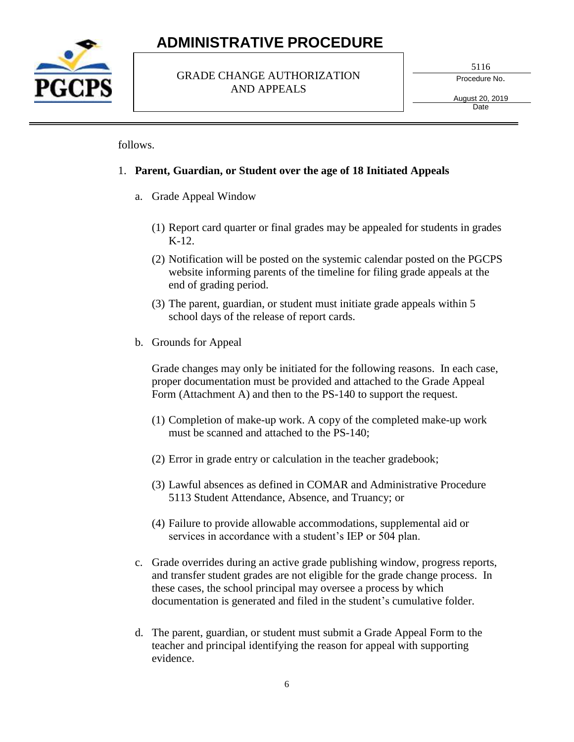follows.

1. **Parent, Guardian, or Student over the age of 18 Initiated Appeals**

   a. Grade Appeal Window

      (1) Report card quarter or final grades may be appealed for students in grades K-12.

      (2) Notification will be posted on the systemic calendar posted on the PGCPS website informing parents of the timeline for filing grade appeals at the end of grading period.

      (3) The parent, guardian, or student must initiate grade appeals within 5 school days of the release of report cards.

   b. Grounds for Appeal

      Grade changes may only be initiated for the following reasons. In each case, proper documentation must be provided and attached to the Grade Appeal Form (Attachment A) and then to the PS-140 to support the request.

      (1) Completion of make-up work. A copy of the completed make-up work must be scanned and attached to the PS-140;

      (2) Error in grade entry or calculation in the teacher gradebook;

      (3) Lawful absences as defined in COMAR and Administrative Procedure 5113 Student Attendance, Absence, and Truancy; or

      (4) Failure to provide allowable accommodations, supplemental aid or services in accordance with a student's IEP or 504 plan.

   c. Grade overrides during an active grade publishing window, progress reports, and transfer student grades are not eligible for the grade change process. In these cases, the school principal may oversee a process by which documentation is generated and filed in the student's cumulative folder.

   d. The parent, guardian, or student must submit a Grade Appeal Form to the teacher and principal identifying the reason for appeal with supporting evidence.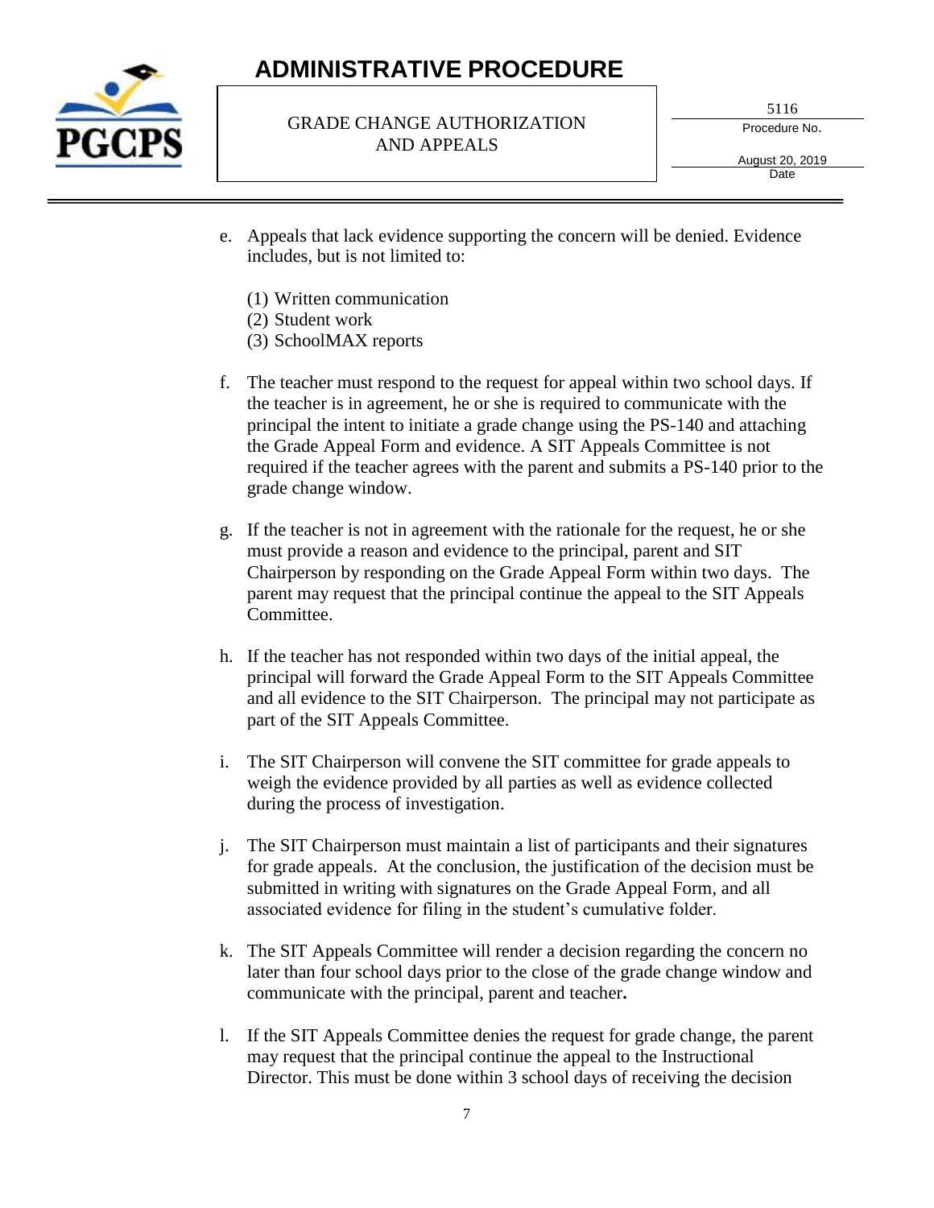e. Appeals that lack evidence supporting the concern will be denied. Evidence includes, but is not limited to:

   (1) Written communication
   (2) Student work
   (3) SchoolMAX reports

f. The teacher must respond to the request for appeal within two school days. If the teacher is in agreement, he or she is required to communicate with the principal the intent to initiate a grade change using the PS-140 and attaching the Grade Appeal Form and evidence. A SIT Appeals Committee is not required if the teacher agrees with the parent and submits a PS-140 prior to the grade change window.

g. If the teacher is not in agreement with the rationale for the request, he or she must provide a reason and evidence to the principal, parent and SIT Chairperson by responding on the Grade Appeal Form within two days. The parent may request that the principal continue the appeal to the SIT Appeals Committee.

h. If the teacher has not responded within two days of the initial appeal, the principal will forward the Grade Appeal Form to the SIT Appeals Committee and all evidence to the SIT Chairperson. The principal may not participate as part of the SIT Appeals Committee.

i. The SIT Chairperson will convene the SIT committee for grade appeals to weigh the evidence provided by all parties as well as evidence collected during the process of investigation.

j. The SIT Chairperson must maintain a list of participants and their signatures for grade appeals. At the conclusion, the justification of the decision must be submitted in writing with signatures on the Grade Appeal Form, and all associated evidence for filing in the student's cumulative folder.

k. The SIT Appeals Committee will render a decision regarding the concern no later than four school days prior to the close of the grade change window and communicate with the principal, parent and teacher**.**

l. If the SIT Appeals Committee denies the request for grade change, the parent may request that the principal continue the appeal to the Instructional Director. This must be done within 3 school days of receiving the decision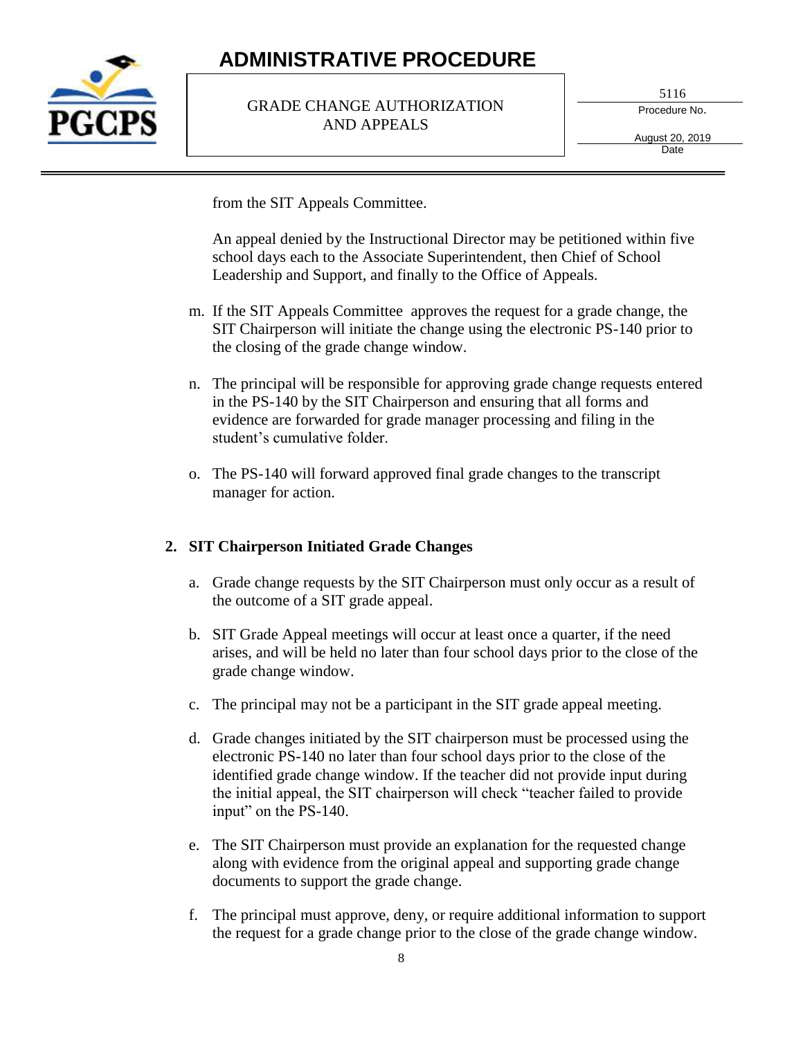from the SIT Appeals Committee.

An appeal denied by the Instructional Director may be petitioned within five school days each to the Associate Superintendent, then Chief of School Leadership and Support, and finally to the Office of Appeals.

m. If the SIT Appeals Committee approves the request for a grade change, the SIT Chairperson will initiate the change using the electronic PS-140 prior to the closing of the grade change window.

n. The principal will be responsible for approving grade change requests entered in the PS-140 by the SIT Chairperson and ensuring that all forms and evidence are forwarded for grade manager processing and filing in the student's cumulative folder.

o. The PS-140 will forward approved final grade changes to the transcript manager for action.

**2. SIT Chairperson Initiated Grade Changes**

a. Grade change requests by the SIT Chairperson must only occur as a result of the outcome of a SIT grade appeal.

b. SIT Grade Appeal meetings will occur at least once a quarter, if the need arises, and will be held no later than four school days prior to the close of the grade change window.

c. The principal may not be a participant in the SIT grade appeal meeting.

d. Grade changes initiated by the SIT chairperson must be processed using the electronic PS-140 no later than four school days prior to the close of the identified grade change window. If the teacher did not provide input during the initial appeal, the SIT chairperson will check "teacher failed to provide input" on the PS-140.

e. The SIT Chairperson must provide an explanation for the requested change along with evidence from the original appeal and supporting grade change documents to support the grade change.

f. The principal must approve, deny, or require additional information to support the request for a grade change prior to the close of the grade change window.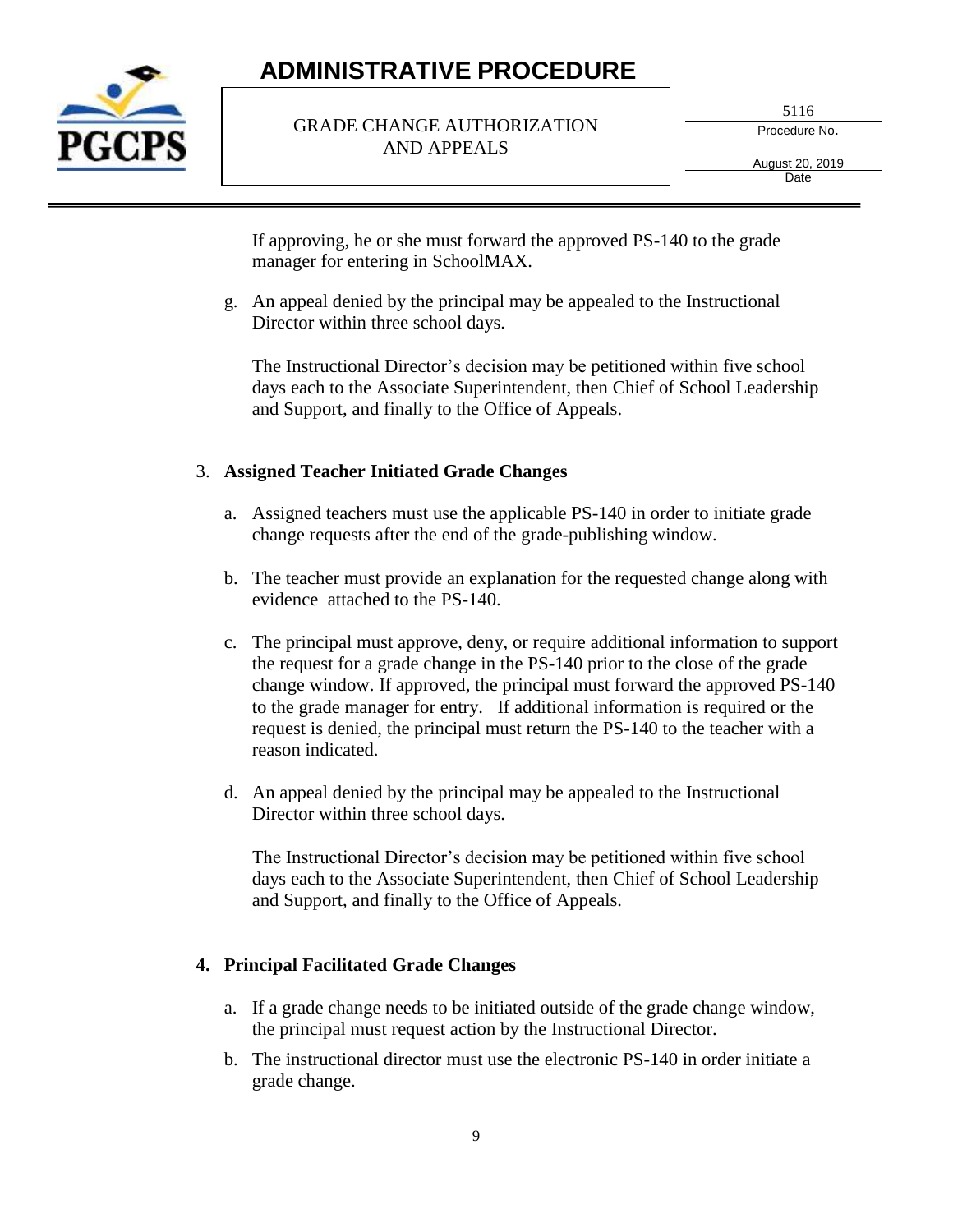If approving, he or she must forward the approved PS-140 to the grade manager for entering in SchoolMAX.

g. An appeal denied by the principal may be appealed to the Instructional Director within three school days.

   The Instructional Director's decision may be petitioned within five school days each to the Associate Superintendent, then Chief of School Leadership and Support, and finally to the Office of Appeals.

3. **Assigned Teacher Initiated Grade Changes**

   a. Assigned teachers must use the applicable PS-140 in order to initiate grade change requests after the end of the grade-publishing window.

   b. The teacher must provide an explanation for the requested change along with evidence attached to the PS-140.

   c. The principal must approve, deny, or require additional information to support the request for a grade change in the PS-140 prior to the close of the grade change window. If approved, the principal must forward the approved PS-140 to the grade manager for entry. If additional information is required or the request is denied, the principal must return the PS-140 to the teacher with a reason indicated.

   d. An appeal denied by the principal may be appealed to the Instructional Director within three school days.

      The Instructional Director's decision may be petitioned within five school days each to the Associate Superintendent, then Chief of School Leadership and Support, and finally to the Office of Appeals.

4. **Principal Facilitated Grade Changes**

   a. If a grade change needs to be initiated outside of the grade change window, the principal must request action by the Instructional Director.

   b. The instructional director must use the electronic PS-140 in order initiate a grade change.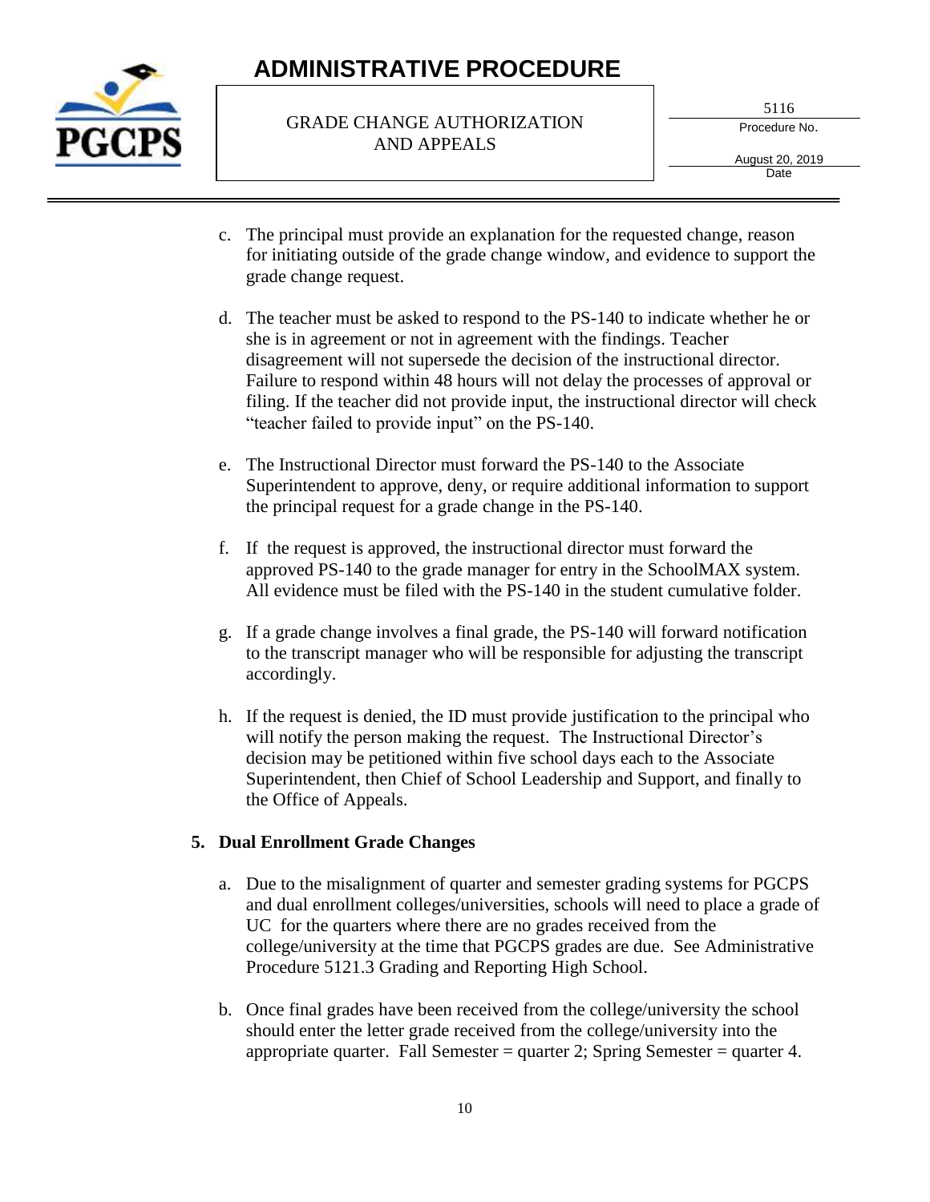c. The principal must provide an explanation for the requested change, reason for initiating outside of the grade change window, and evidence to support the grade change request.

d. The teacher must be asked to respond to the PS-140 to indicate whether he or she is in agreement or not in agreement with the findings. Teacher disagreement will not supersede the decision of the instructional director. Failure to respond within 48 hours will not delay the processes of approval or filing. If the teacher did not provide input, the instructional director will check "teacher failed to provide input" on the PS-140.

e. The Instructional Director must forward the PS-140 to the Associate Superintendent to approve, deny, or require additional information to support the principal request for a grade change in the PS-140.

f. If the request is approved, the instructional director must forward the approved PS-140 to the grade manager for entry in the SchoolMAX system. All evidence must be filed with the PS-140 in the student cumulative folder.

g. If a grade change involves a final grade, the PS-140 will forward notification to the transcript manager who will be responsible for adjusting the transcript accordingly.

h. If the request is denied, the ID must provide justification to the principal who will notify the person making the request. The Instructional Director's decision may be petitioned within five school days each to the Associate Superintendent, then Chief of School Leadership and Support, and finally to the Office of Appeals.

**5. Dual Enrollment Grade Changes**

a. Due to the misalignment of quarter and semester grading systems for PGCPS and dual enrollment colleges/universities, schools will need to place a grade of UC for the quarters where there are no grades received from the college/university at the time that PGCPS grades are due. See Administrative Procedure 5121.3 Grading and Reporting High School.

b. Once final grades have been received from the college/university the school should enter the letter grade received from the college/university into the appropriate quarter. Fall Semester = quarter 2; Spring Semester = quarter 4.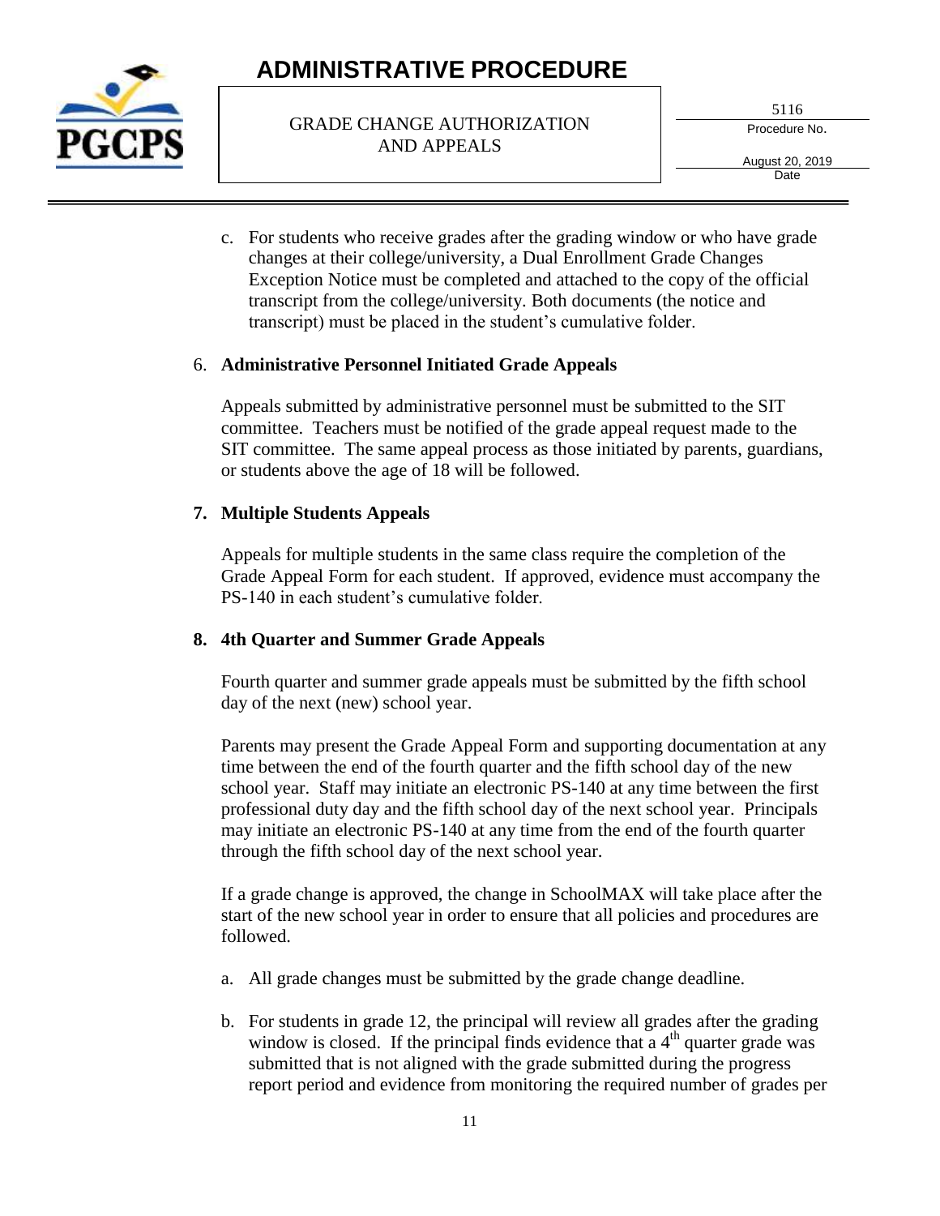c. For students who receive grades after the grading window or who have grade changes at their college/university, a Dual Enrollment Grade Changes Exception Notice must be completed and attached to the copy of the official transcript from the college/university. Both documents (the notice and transcript) must be placed in the student's cumulative folder.

6. **Administrative Personnel Initiated Grade Appeals**

   Appeals submitted by administrative personnel must be submitted to the SIT committee. Teachers must be notified of the grade appeal request made to the SIT committee. The same appeal process as those initiated by parents, guardians, or students above the age of 18 will be followed.

7. **Multiple Students Appeals**

   Appeals for multiple students in the same class require the completion of the Grade Appeal Form for each student. If approved, evidence must accompany the PS-140 in each student's cumulative folder.

8. **4th Quarter and Summer Grade Appeals**

   Fourth quarter and summer grade appeals must be submitted by the fifth school day of the next (new) school year.

   Parents may present the Grade Appeal Form and supporting documentation at any time between the end of the fourth quarter and the fifth school day of the new school year. Staff may initiate an electronic PS-140 at any time between the first professional duty day and the fifth school day of the next school year. Principals may initiate an electronic PS-140 at any time from the end of the fourth quarter through the fifth school day of the next school year.

   If a grade change is approved, the change in SchoolMAX will take place after the start of the new school year in order to ensure that all policies and procedures are followed.

   a. All grade changes must be submitted by the grade change deadline.

   b. For students in grade 12, the principal will review all grades after the grading window is closed. If the principal finds evidence that a 4th quarter grade was submitted that is not aligned with the grade submitted during the progress report period and evidence from monitoring the required number of grades per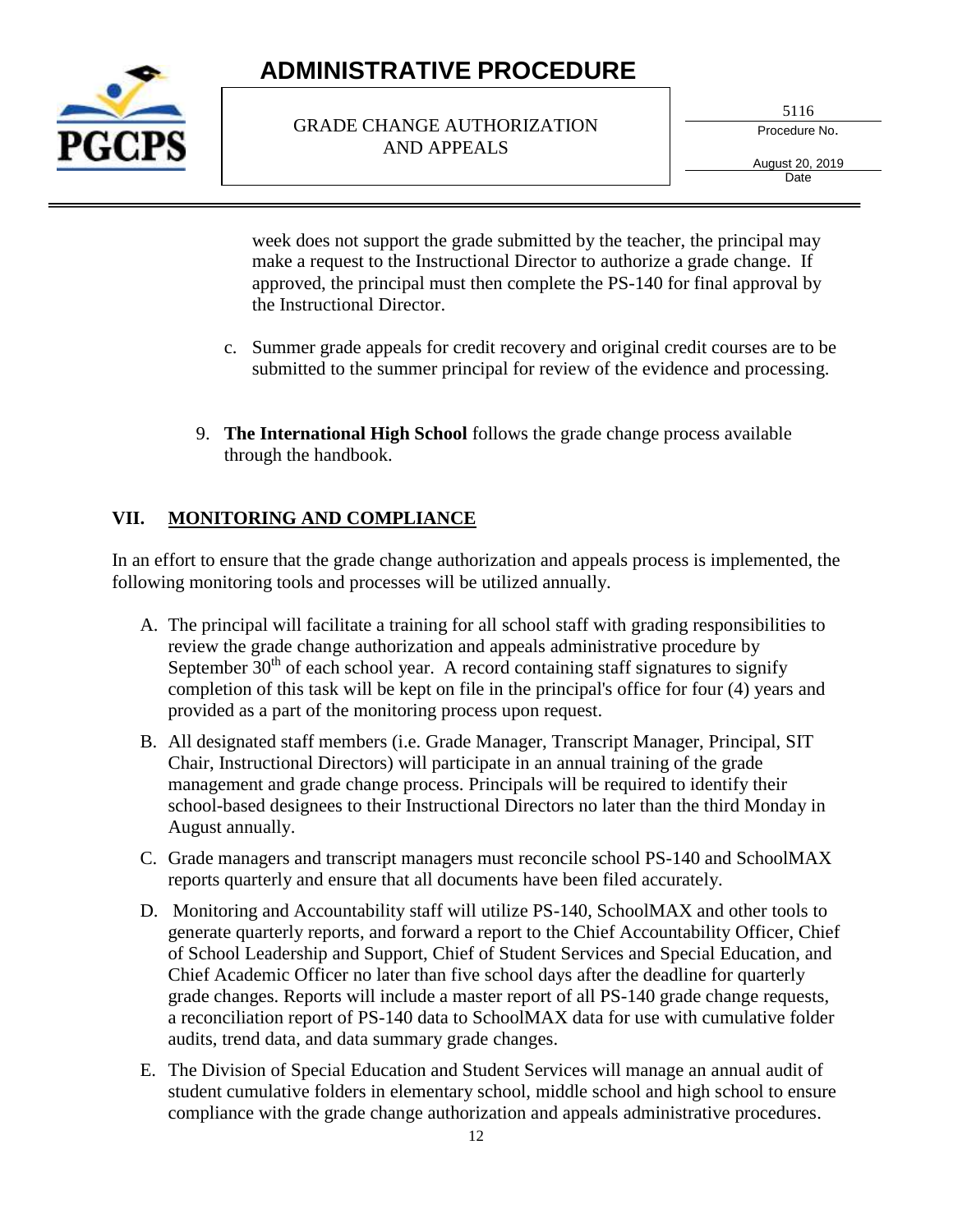week does not support the grade submitted by the teacher, the principal may make a request to the Instructional Director to authorize a grade change. If approved, the principal must then complete the PS-140 for final approval by the Instructional Director.

c. Summer grade appeals for credit recovery and original credit courses are to be submitted to the summer principal for review of the evidence and processing.

9. **The International High School** follows the grade change process available through the handbook.

## VII. MONITORING AND COMPLIANCE

In an effort to ensure that the grade change authorization and appeals process is implemented, the following monitoring tools and processes will be utilized annually.

A. The principal will facilitate a training for all school staff with grading responsibilities to review the grade change authorization and appeals administrative procedure by September 30th of each school year. A record containing staff signatures to signify completion of this task will be kept on file in the principal's office for four (4) years and provided as a part of the monitoring process upon request.

B. All designated staff members (i.e. Grade Manager, Transcript Manager, Principal, SIT Chair, Instructional Directors) will participate in an annual training of the grade management and grade change process. Principals will be required to identify their school-based designees to their Instructional Directors no later than the third Monday in August annually.

C. Grade managers and transcript managers must reconcile school PS-140 and SchoolMAX reports quarterly and ensure that all documents have been filed accurately.

D. Monitoring and Accountability staff will utilize PS-140, SchoolMAX and other tools to generate quarterly reports, and forward a report to the Chief Accountability Officer, Chief of School Leadership and Support, Chief of Student Services and Special Education, and Chief Academic Officer no later than five school days after the deadline for quarterly grade changes. Reports will include a master report of all PS-140 grade change requests, a reconciliation report of PS-140 data to SchoolMAX data for use with cumulative folder audits, trend data, and data summary grade changes.

E. The Division of Special Education and Student Services will manage an annual audit of student cumulative folders in elementary school, middle school and high school to ensure compliance with the grade change authorization and appeals administrative procedures.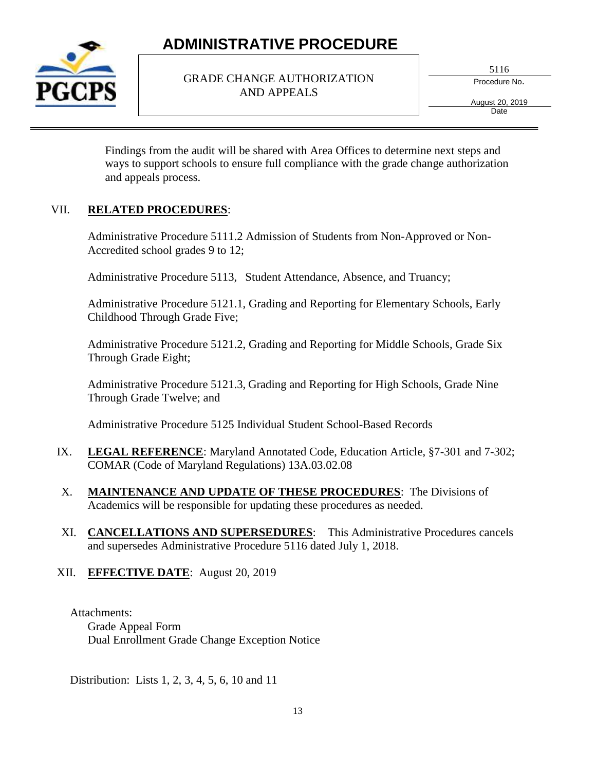Findings from the audit will be shared with Area Offices to determine next steps and ways to support schools to ensure full compliance with the grade change authorization and appeals process.

VII. **RELATED PROCEDURES**:

Administrative Procedure 5111.2 Admission of Students from Non-Approved or Non-Accredited school grades 9 to 12;

Administrative Procedure 5113, Student Attendance, Absence, and Truancy;

Administrative Procedure 5121.1, Grading and Reporting for Elementary Schools, Early Childhood Through Grade Five;

Administrative Procedure 5121.2, Grading and Reporting for Middle Schools, Grade Six Through Grade Eight;

Administrative Procedure 5121.3, Grading and Reporting for High Schools, Grade Nine Through Grade Twelve; and

Administrative Procedure 5125 Individual Student School-Based Records

IX. **LEGAL REFERENCE**: Maryland Annotated Code, Education Article, §7-301 and 7-302; COMAR (Code of Maryland Regulations) 13A.03.02.08

X. **MAINTENANCE AND UPDATE OF THESE PROCEDURES**: The Divisions of Academics will be responsible for updating these procedures as needed.

XI. **CANCELLATIONS AND SUPERSEDURES**: This Administrative Procedures cancels and supersedes Administrative Procedure 5116 dated July 1, 2018.

XII. **EFFECTIVE DATE**: August 20, 2019

Attachments:
- Grade Appeal Form
- Dual Enrollment Grade Change Exception Notice

Distribution: Lists 1, 2, 3, 4, 5, 6, 10 and 11